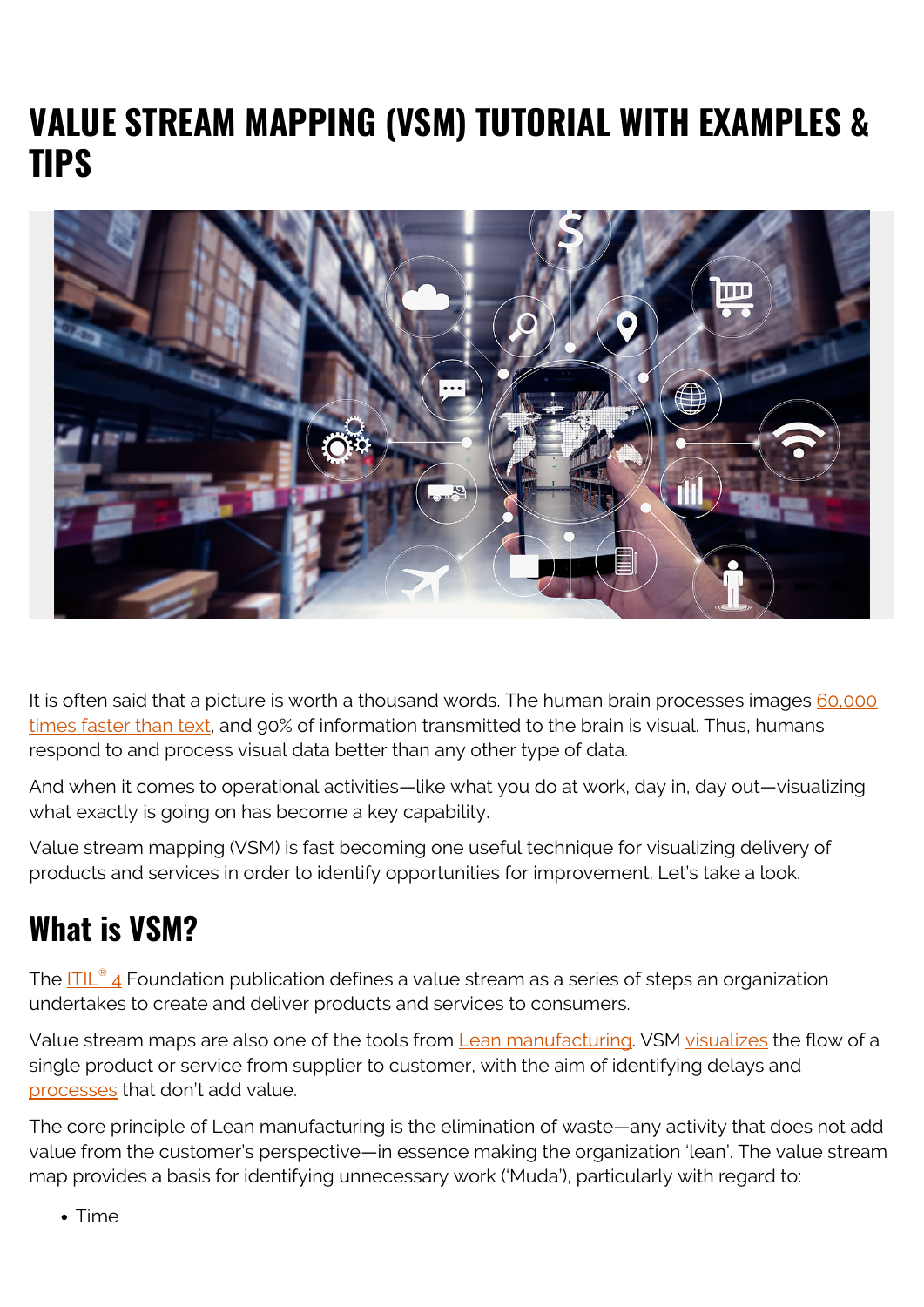# VALUE STREAM MAPPING (VSM) TUTORIAL WITH EXAMPLES & TIPS

It is often said that a picture is worth a thousand words. The human brain processes images 60,000 times faster than text, and 90% of information transmitted to the brain is visual. Thus, humans respond to and process visual data better than any other type of data.

And when it comes to operational activities—like what you do at work, day in, day out—visualizing what exactly is going on has become a key capability.

Value stream mapping (VSM) is fast becoming one useful technique for visualizing delivery of products and services in order to identify opportunities for improvement. Let's take a look.

## What is VSM?

The ITIL® 4 Foundation publication defines a value stream as a series of steps an organization undertakes to create and deliver products and services to consumers.

Value stream maps are also one of the tools from Lean manufacturing. VSM visualizes the flow of a single product or service from supplier to customer, with the aim of identifying delays and processes that don't add value.

The core principle of Lean manufacturing is the elimination of waste—any activity that does not add value from the customer's perspective—in essence making the organization 'lean'. The value stream map provides a basis for identifying unnecessary work ('Muda'), particularly with regard to:

- Time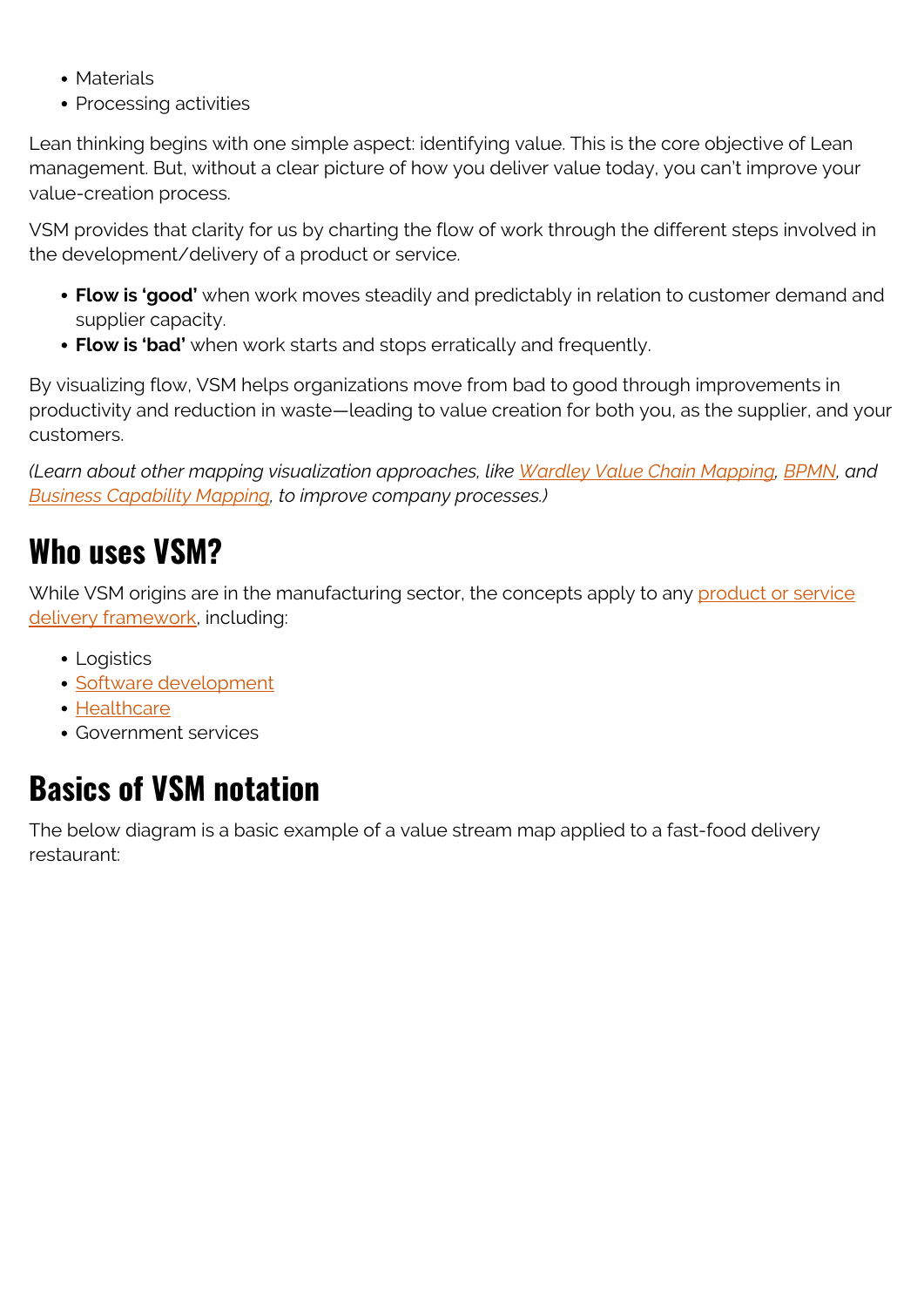- Materials
- Processing activities

Lean thinking begins with one simple aspect: identifying value. This is the core objective of Lean management. But, without a clear picture of how you deliver value today, you can't improve your value-creation process.

VSM provides that clarity for us by charting the flow of work through the different steps involved in the development/delivery of a product or service.

- **Flow is 'good'** when work moves steadily and predictably in relation to customer demand and supplier capacity.
- **Flow is 'bad'** when work starts and stops erratically and frequently.

By visualizing flow, VSM helps organizations move from bad to good through improvements in productivity and reduction in waste—leading to value creation for both you, as the supplier, and your customers.

*(Learn about other mapping visualization approaches, like Wardley Value Chain Mapping, BPMN, and Business Capability Mapping, to improve company processes.)*

## Who uses VSM?

While VSM origins are in the manufacturing sector, the concepts apply to any product or service delivery framework, including:

- Logistics
- Software development
- Healthcare
- Government services

## Basics of VSM notation

The below diagram is a basic example of a value stream map applied to a fast-food delivery restaurant: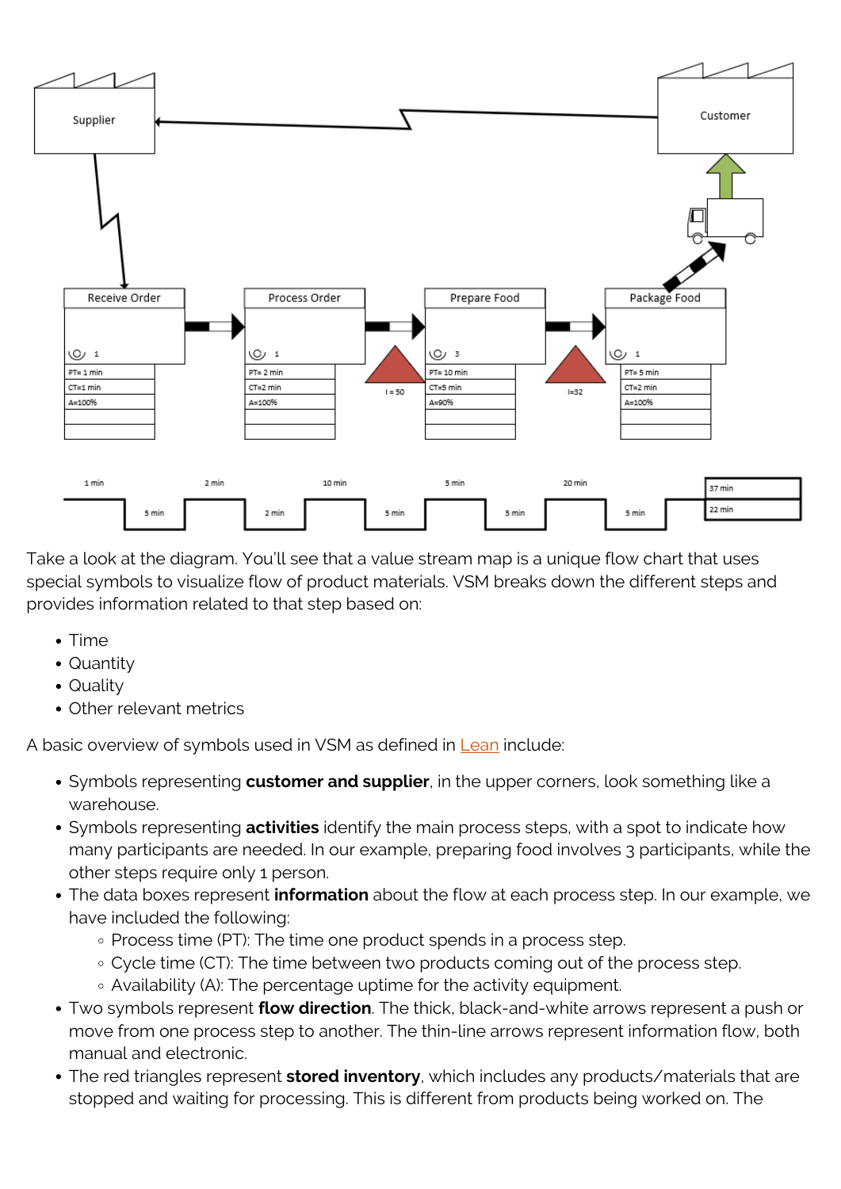Take a look at the diagram. You'll see that a value stream map is a unique flow chart that uses special symbols to visualize flow of product materials. VSM breaks down the different steps and provides information related to that step based on:

- Time
- Quantity
- Quality
- Other relevant metrics

A basic overview of symbols used in VSM as defined in Lean include:

- Symbols representing **customer and supplier**, in the upper corners, look something like a warehouse.
- Symbols representing **activities** identify the main process steps, with a spot to indicate how many participants are needed. In our example, preparing food involves 3 participants, while the other steps require only 1 person.
- The data boxes represent **information** about the flow at each process step. In our example, we have included the following:
  - Process time (PT): The time one product spends in a process step.
  - Cycle time (CT): The time between two products coming out of the process step.
  - Availability (A): The percentage uptime for the activity equipment.
- Two symbols represent **flow direction**. The thick, black-and-white arrows represent a push or move from one process step to another. The thin-line arrows represent information flow, both manual and electronic.
- The red triangles represent **stored inventory**, which includes any products/materials that are stopped and waiting for processing. This is different from products being worked on. The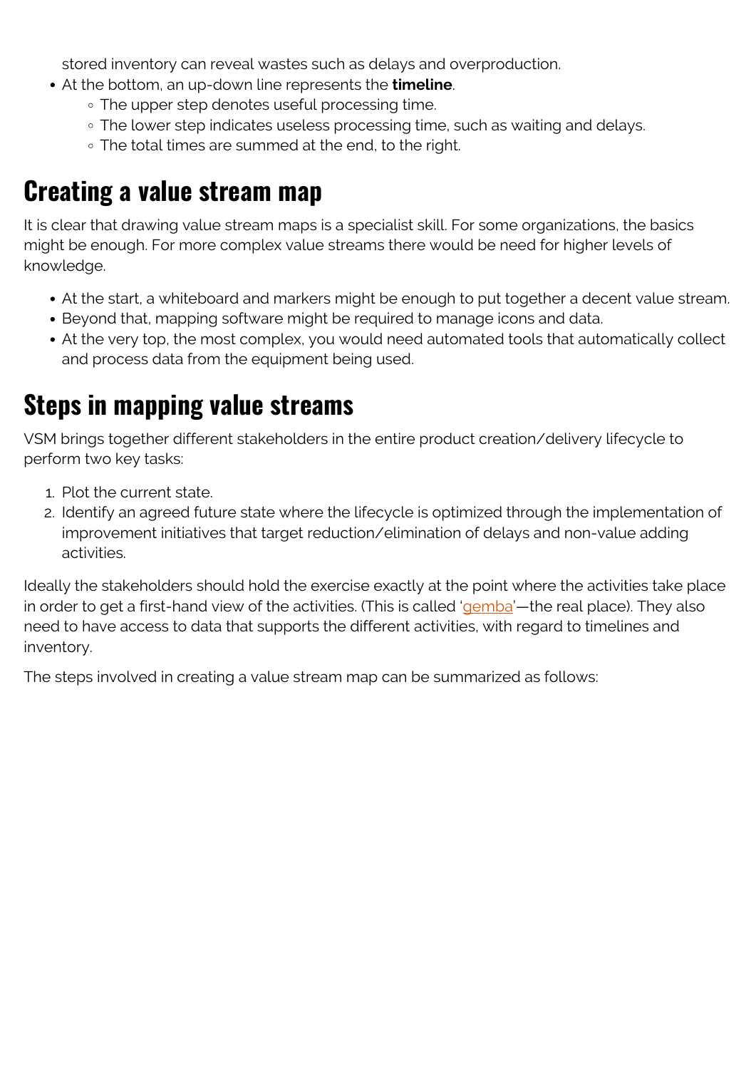stored inventory can reveal wastes such as delays and overproduction.
- At the bottom, an up-down line represents the **timeline**.
    - The upper step denotes useful processing time.
    - The lower step indicates useless processing time, such as waiting and delays.
    - The total times are summed at the end, to the right.

## Creating a value stream map

It is clear that drawing value stream maps is a specialist skill. For some organizations, the basics might be enough. For more complex value streams there would be need for higher levels of knowledge.

- At the start, a whiteboard and markers might be enough to put together a decent value stream.
- Beyond that, mapping software might be required to manage icons and data.
- At the very top, the most complex, you would need automated tools that automatically collect and process data from the equipment being used.

## Steps in mapping value streams

VSM brings together different stakeholders in the entire product creation/delivery lifecycle to perform two key tasks:

1. Plot the current state.
2. Identify an agreed future state where the lifecycle is optimized through the implementation of improvement initiatives that target reduction/elimination of delays and non-value adding activities.

Ideally the stakeholders should hold the exercise exactly at the point where the activities take place in order to get a first-hand view of the activities. (This is called 'gemba'—the real place). They also need to have access to data that supports the different activities, with regard to timelines and inventory.

The steps involved in creating a value stream map can be summarized as follows: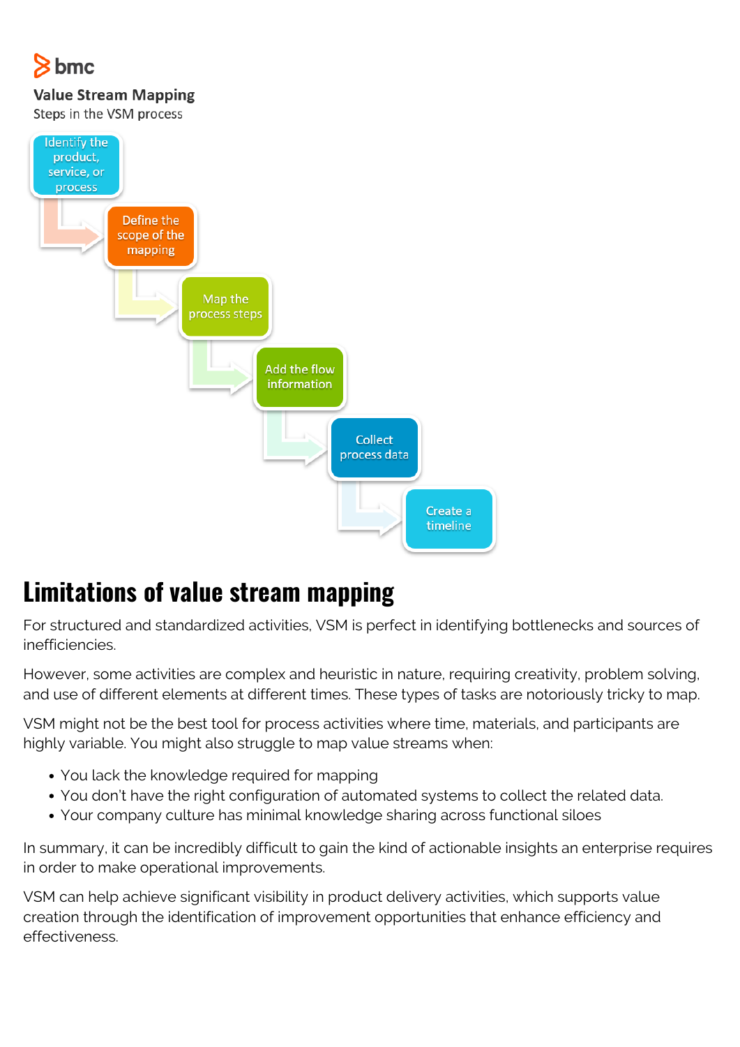bmc

**Value Stream Mapping**

Steps in the VSM process

1. Identify the product, service, or process
2. Define the scope of the mapping
3. Map the process steps
4. Add the flow information
5. Collect process data
6. Create a timeline

# Limitations of value stream mapping

For structured and standardized activities, VSM is perfect in identifying bottlenecks and sources of inefficiencies.

However, some activities are complex and heuristic in nature, requiring creativity, problem solving, and use of different elements at different times. These types of tasks are notoriously tricky to map.

VSM might not be the best tool for process activities where time, materials, and participants are highly variable. You might also struggle to map value streams when:

- You lack the knowledge required for mapping
- You don't have the right configuration of automated systems to collect the related data.
- Your company culture has minimal knowledge sharing across functional siloes

In summary, it can be incredibly difficult to gain the kind of actionable insights an enterprise requires in order to make operational improvements.

VSM can help achieve significant visibility in product delivery activities, which supports value creation through the identification of improvement opportunities that enhance efficiency and effectiveness.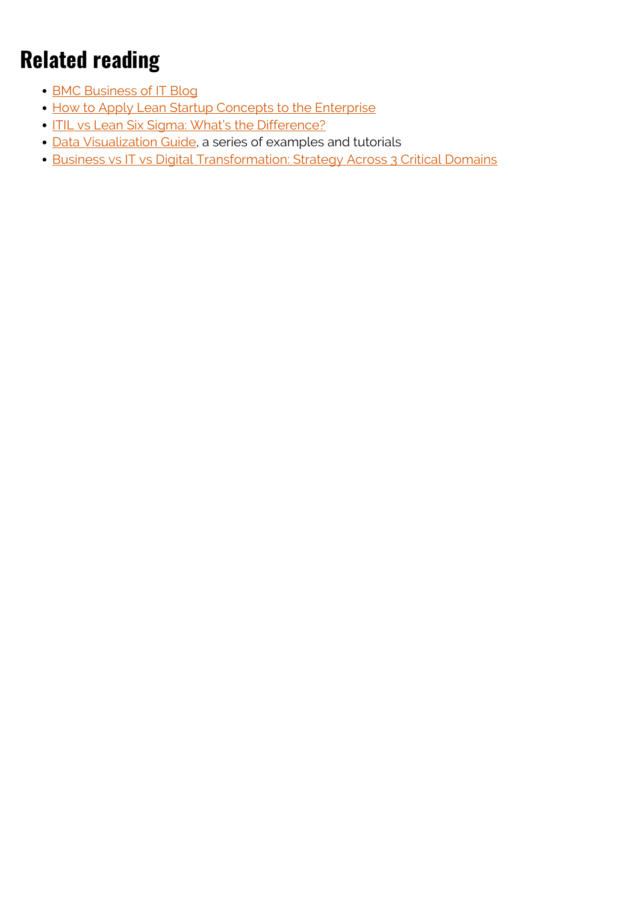## Related reading

- BMC Business of IT Blog
- How to Apply Lean Startup Concepts to the Enterprise
- ITIL vs Lean Six Sigma: What's the Difference?
- Data Visualization Guide, a series of examples and tutorials
- Business vs IT vs Digital Transformation: Strategy Across 3 Critical Domains